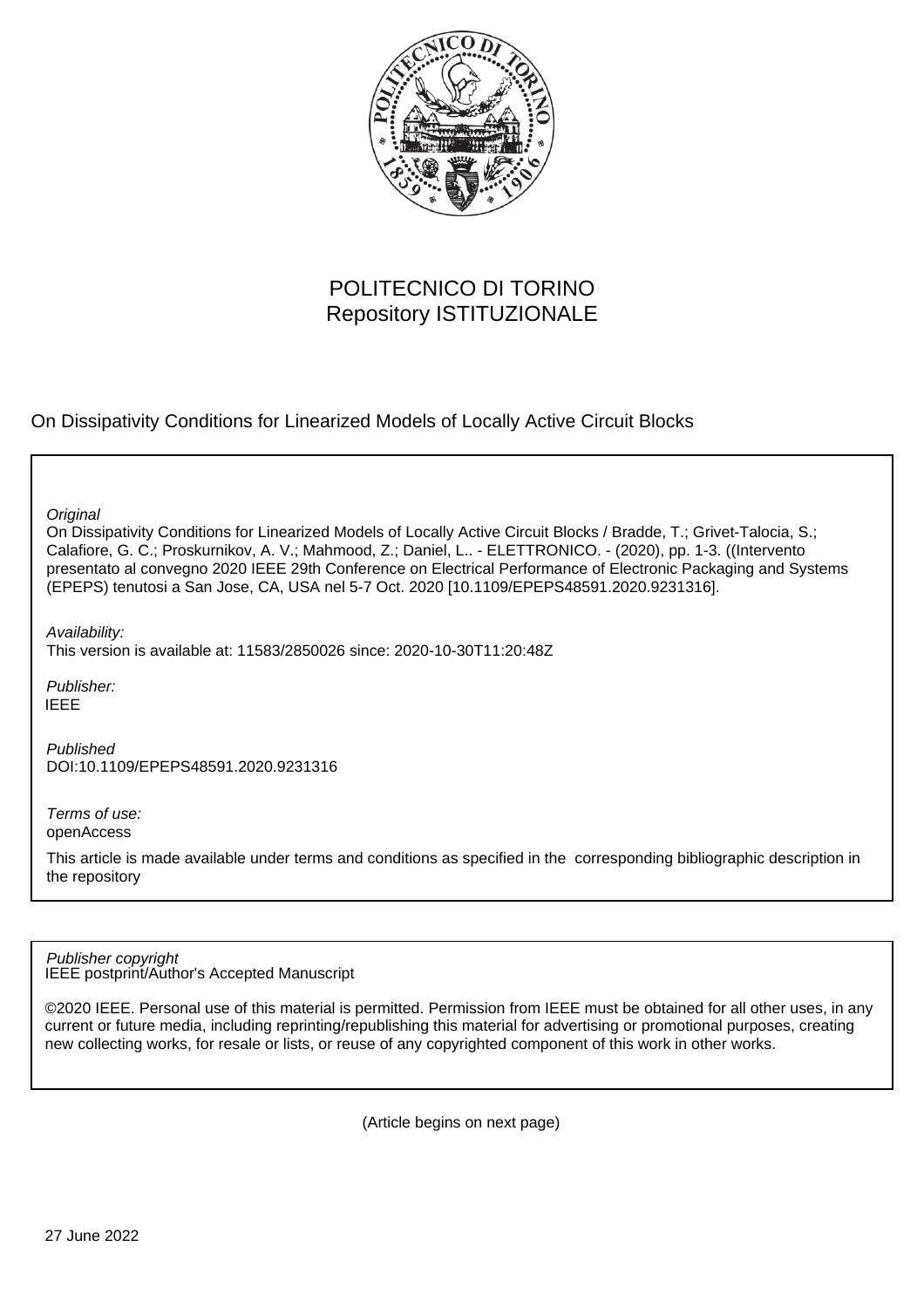POLITECNICO DI TORINO
Repository ISTITUZIONALE

On Dissipativity Conditions for Linearized Models of Locally Active Circuit Blocks

*Original*
On Dissipativity Conditions for Linearized Models of Locally Active Circuit Blocks / Bradde, T.; Grivet-Talocia, S.; Calafiore, G. C.; Proskurnikov, A. V.; Mahmood, Z.; Daniel, L.. - ELETTRONICO. - (2020), pp. 1-3. ((Intervento presentato al convegno 2020 IEEE 29th Conference on Electrical Performance of Electronic Packaging and Systems (EPEPS) tenutosi a San Jose, CA, USA nel 5-7 Oct. 2020 [10.1109/EPEPS48591.2020.9231316].

*Availability:*
This version is available at: 11583/2850026 since: 2020-10-30T11:20:48Z

*Publisher:*
IEEE

*Published*
DOI:10.1109/EPEPS48591.2020.9231316

*Terms of use:*
openAccess

This article is made available under terms and conditions as specified in the corresponding bibliographic description in the repository

*Publisher copyright*
IEEE postprint/Author's Accepted Manuscript

©2020 IEEE. Personal use of this material is permitted. Permission from IEEE must be obtained for all other uses, in any current or future media, including reprinting/republishing this material for advertising or promotional purposes, creating new collecting works, for resale or lists, or reuse of any copyrighted component of this work in other works.

(Article begins on next page)

27 June 2022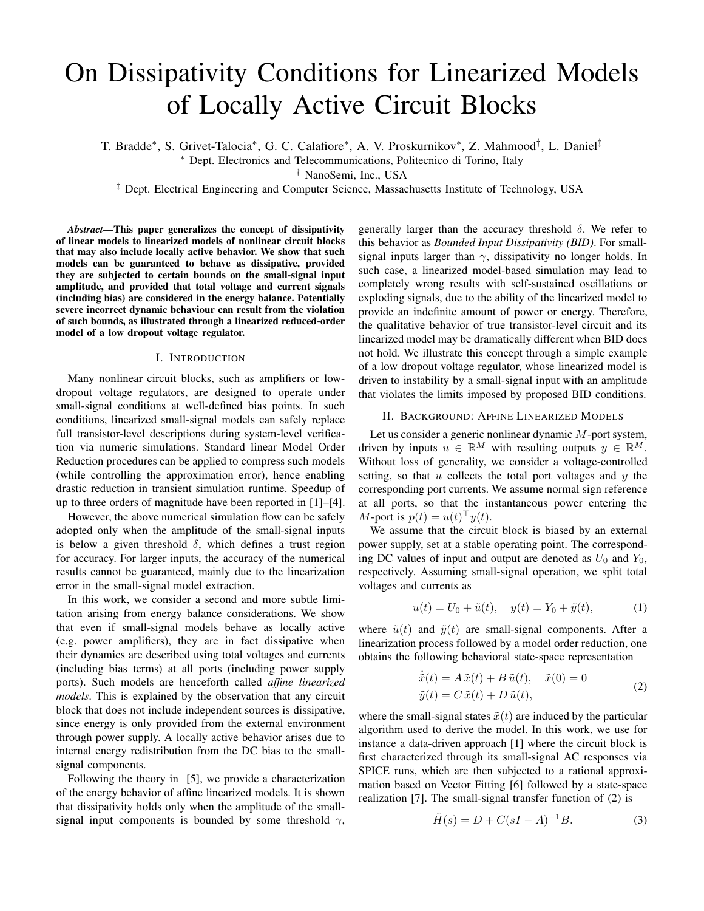# On Dissipativity Conditions for Linearized Models of Locally Active Circuit Blocks

T. Bradde*, S. Grivet-Talocia*, G. C. Calafiore*, A. V. Proskurnikov*, Z. Mahmood†, L. Daniel‡

\* Dept. Electronics and Telecommunications, Politecnico di Torino, Italy

† NanoSemi, Inc., USA

‡ Dept. Electrical Engineering and Computer Science, Massachusetts Institute of Technology, USA

***Abstract*—This paper generalizes the concept of dissipativity of linear models to linearized models of nonlinear circuit blocks that may also include locally active behavior. We show that such models can be guaranteed to behave as dissipative, provided they are subjected to certain bounds on the small-signal input amplitude, and provided that total voltage and current signals (including bias) are considered in the energy balance. Potentially severe incorrect dynamic behaviour can result from the violation of such bounds, as illustrated through a linearized reduced-order model of a low dropout voltage regulator.**

## I. Introduction

Many nonlinear circuit blocks, such as amplifiers or low-dropout voltage regulators, are designed to operate under small-signal conditions at well-defined bias points. In such conditions, linearized small-signal models can safely replace full transistor-level descriptions during system-level verification via numeric simulations. Standard linear Model Order Reduction procedures can be applied to compress such models (while controlling the approximation error), hence enabling drastic reduction in transient simulation runtime. Speedup of up to three orders of magnitude have been reported in [1]–[4].

However, the above numerical simulation flow can be safely adopted only when the amplitude of the small-signal inputs is below a given threshold $\delta$, which defines a trust region for accuracy. For larger inputs, the accuracy of the numerical results cannot be guaranteed, mainly due to the linearization error in the small-signal model extraction.

In this work, we consider a second and more subtle limitation arising from energy balance considerations. We show that even if small-signal models behave as locally active (e.g. power amplifiers), they are in fact dissipative when their dynamics are described using total voltages and currents (including bias terms) at all ports (including power supply ports). Such models are henceforth called *affine linearized models*. This is explained by the observation that any circuit block that does not include independent sources is dissipative, since energy is only provided from the external environment through power supply. A locally active behavior arises due to internal energy redistribution from the DC bias to the small-signal components.

Following the theory in [5], we provide a characterization of the energy behavior of affine linearized models. It is shown that dissipativity holds only when the amplitude of the small-signal input components is bounded by some threshold $\gamma$, generally larger than the accuracy threshold $\delta$. We refer to this behavior as *Bounded Input Dissipativity (BID)*. For small-signal inputs larger than $\gamma$, dissipativity no longer holds. In such case, a linearized model-based simulation may lead to completely wrong results with self-sustained oscillations or exploding signals, due to the ability of the linearized model to provide an indefinite amount of power or energy. Therefore, the qualitative behavior of true transistor-level circuit and its linearized model may be dramatically different when BID does not hold. We illustrate this concept through a simple example of a low dropout voltage regulator, whose linearized model is driven to instability by a small-signal input with an amplitude that violates the limits imposed by proposed BID conditions.

## II. Background: Affine Linearized Models

Let us consider a generic nonlinear dynamic $M$-port system, driven by inputs $u \in \mathbb{R}^M$ with resulting outputs $y \in \mathbb{R}^M$. Without loss of generality, we consider a voltage-controlled setting, so that $u$ collects the total port voltages and $y$ the corresponding port currents. We assume normal sign reference at all ports, so that the instantaneous power entering the $M$-port is $p(t) = u(t)^\top y(t)$.

We assume that the circuit block is biased by an external power supply, set at a stable operating point. The corresponding DC values of input and output are denoted as $U_0$ and $Y_0$, respectively. Assuming small-signal operation, we split total voltages and currents as

$$u(t) = U_0 + \tilde{u}(t), \quad y(t) = Y_0 + \tilde{y}(t), \tag{1}$$

where $\tilde{u}(t)$ and $\tilde{y}(t)$ are small-signal components. After a linearization process followed by a model order reduction, one obtains the following behavioral state-space representation

$$\begin{aligned} \dot{\tilde{x}}(t) &= A\,\tilde{x}(t) + B\,\tilde{u}(t), \quad \tilde{x}(0) = 0 \\ \tilde{y}(t) &= C\,\tilde{x}(t) + D\,\tilde{u}(t), \end{aligned} \tag{2}$$

where the small-signal states $\tilde{x}(t)$ are induced by the particular algorithm used to derive the model. In this work, we use for instance a data-driven approach [1] where the circuit block is first characterized through its small-signal AC responses via SPICE runs, which are then subjected to a rational approximation based on Vector Fitting [6] followed by a state-space realization [7]. The small-signal transfer function of (2) is

$$\tilde{H}(s) = D + C(sI - A)^{-1}B. \tag{3}$$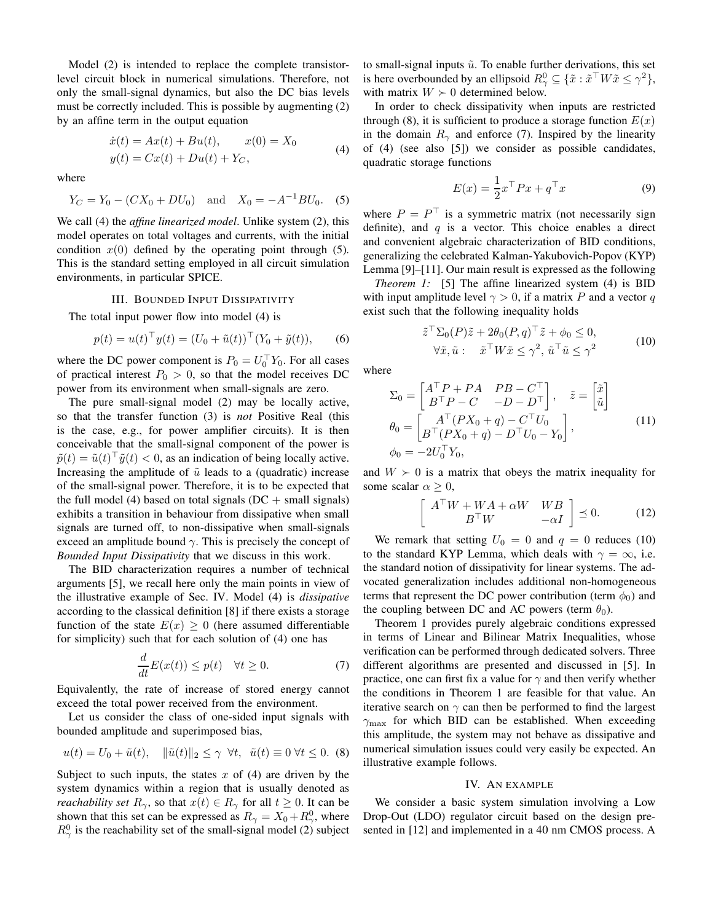Model (2) is intended to replace the complete transistor-level circuit block in numerical simulations. Therefore, not only the small-signal dynamics, but also the DC bias levels must be correctly included. This is possible by augmenting (2) by an affine term in the output equation

$$\begin{aligned} \dot{x}(t) &= Ax(t) + Bu(t), \qquad x(0) = X_0 \\ y(t) &= Cx(t) + Du(t) + Y_C, \end{aligned} \tag{4}$$

where

$$Y_C = Y_0 - (CX_0 + DU_0) \quad \text{and} \quad X_0 = -A^{-1}BU_0. \tag{5}$$

We call (4) the *affine linearized model*. Unlike system (2), this model operates on total voltages and currents, with the initial condition $x(0)$ defined by the operating point through (5). This is the standard setting employed in all circuit simulation environments, in particular SPICE.

## III. Bounded Input Dissipativity

The total input power flow into model (4) is

$$p(t) = u(t)^\top y(t) = (U_0 + \tilde{u}(t))^\top (Y_0 + \tilde{y}(t)), \tag{6}$$

where the DC power component is $P_0 = U_0^\top Y_0$. For all cases of practical interest $P_0 > 0$, so that the model receives DC power from its environment when small-signals are zero.

The pure small-signal model (2) may be locally active, so that the transfer function (3) is *not* Positive Real (this is the case, e.g., for power amplifier circuits). It is then conceivable that the small-signal component of the power is $\tilde{p}(t) = \tilde{u}(t)^\top \tilde{y}(t) < 0$, as an indication of being locally active. Increasing the amplitude of $\tilde{u}$ leads to a (quadratic) increase of the small-signal power. Therefore, it is to be expected that the full model (4) based on total signals (DC + small signals) exhibits a transition in behaviour from dissipative when small signals are turned off, to non-dissipative when small-signals exceed an amplitude bound $\gamma$. This is precisely the concept of *Bounded Input Dissipativity* that we discuss in this work.

The BID characterization requires a number of technical arguments [5], we recall here only the main points in view of the illustrative example of Sec. IV. Model (4) is *dissipative* according to the classical definition [8] if there exists a storage function of the state $E(x) \geq 0$ (here assumed differentiable for simplicity) such that for each solution of (4) one has

$$\frac{d}{dt}E(x(t)) \leq p(t) \quad \forall t \geq 0. \tag{7}$$

Equivalently, the rate of increase of stored energy cannot exceed the total power received from the environment.

Let us consider the class of one-sided input signals with bounded amplitude and superimposed bias,

$$u(t) = U_0 + \tilde{u}(t), \quad \|\tilde{u}(t)\|_2 \leq \gamma \;\; \forall t, \;\; \tilde{u}(t) \equiv 0 \; \forall t \leq 0. \tag{8}$$

Subject to such inputs, the states $x$ of (4) are driven by the system dynamics within a region that is usually denoted as *reachability set* $R_\gamma$, so that $x(t) \in R_\gamma$ for all $t \geq 0$. It can be shown that this set can be expressed as $R_\gamma = X_0 + R_\gamma^0$, where $R_\gamma^0$ is the reachability set of the small-signal model (2) subject to small-signal inputs $\tilde{u}$. To enable further derivations, this set is here overbounded by an ellipsoid $R_\gamma^0 \subseteq \{\tilde{x} : \tilde{x}^\top W \tilde{x} \leq \gamma^2\}$, with matrix $W \succ 0$ determined below.

In order to check dissipativity when inputs are restricted through (8), it is sufficient to produce a storage function $E(x)$ in the domain $R_\gamma$ and enforce (7). Inspired by the linearity of (4) (see also [5]) we consider as possible candidates, quadratic storage functions

$$E(x) = \frac{1}{2}x^\top P x + q^\top x \tag{9}$$

where $P = P^\top$ is a symmetric matrix (not necessarily sign definite), and $q$ is a vector. This choice enables a direct and convenient algebraic characterization of BID conditions, generalizing the celebrated Kalman-Yakubovich-Popov (KYP) Lemma [9]–[11]. Our main result is expressed as the following

*Theorem 1:* [5] The affine linearized system (4) is BID with input amplitude level $\gamma > 0$, if a matrix $P$ and a vector $q$ exist such that the following inequality holds

$$\begin{aligned} &\tilde{z}^\top \Sigma_0(P) \tilde{z} + 2\theta_0(P,q)^\top \tilde{z} + \phi_0 \leq 0, \\ &\forall \tilde{x}, \tilde{u} : \quad \tilde{x}^\top W \tilde{x} \leq \gamma^2, \; \tilde{u}^\top \tilde{u} \leq \gamma^2 \end{aligned} \tag{10}$$

where

$$\begin{aligned} \Sigma_0 &= \begin{bmatrix} A^\top P + PA & PB - C^\top \\ B^\top P - C & -D - D^\top \end{bmatrix}, \quad \tilde{z} = \begin{bmatrix} \tilde{x} \\ \tilde{u} \end{bmatrix} \\ \theta_0 &= \begin{bmatrix} A^\top (PX_0 + q) - C^\top U_0 \\ B^\top (PX_0 + q) - D^\top U_0 - Y_0 \end{bmatrix}, \\ \phi_0 &= -2U_0^\top Y_0, \end{aligned} \tag{11}$$

and $W \succ 0$ is a matrix that obeys the matrix inequality for some scalar $\alpha \geq 0$,

$$\begin{bmatrix} A^\top W + WA + \alpha W & WB \\ B^\top W & -\alpha I \end{bmatrix} \preceq 0. \tag{12}$$

We remark that setting $U_0 = 0$ and $q = 0$ reduces (10) to the standard KYP Lemma, which deals with $\gamma = \infty$, i.e. the standard notion of dissipativity for linear systems. The advocated generalization includes additional non-homogeneous terms that represent the DC power contribution (term $\phi_0$) and the coupling between DC and AC powers (term $\theta_0$).

Theorem 1 provides purely algebraic conditions expressed in terms of Linear and Bilinear Matrix Inequalities, whose verification can be performed through dedicated solvers. Three different algorithms are presented and discussed in [5]. In practice, one can first fix a value for $\gamma$ and then verify whether the conditions in Theorem 1 are feasible for that value. An iterative search on $\gamma$ can then be performed to find the largest $\gamma_{\max}$ for which BID can be established. When exceeding this amplitude, the system may not behave as dissipative and numerical simulation issues could very easily be expected. An illustrative example follows.

## IV. An Example

We consider a basic system simulation involving a Low Drop-Out (LDO) regulator circuit based on the design presented in [12] and implemented in a 40 nm CMOS process. A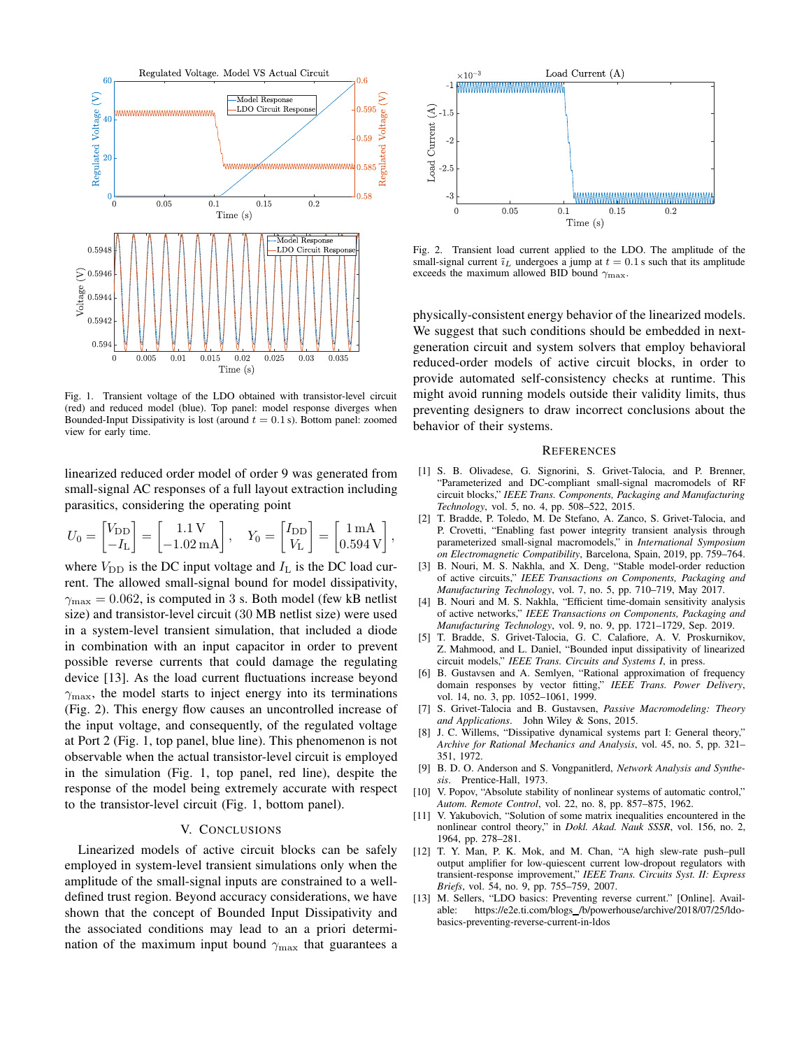Regulated Voltage. Model VS Actual Circuit

Regulated Voltage (V)

60
40
20
0

0.6
0.595
0.59
0.585
0.58

Regulated Voltage (V)

0 0.05 0.1 0.15 0.2

Time (s)

Model Response
LDO Circuit Response

Voltage (V)

0.5948
0.5946
0.5944
0.5942
0.594

0 0.005 0.01 0.015 0.02 0.025 0.03 0.035

Time (s)

Model Response
LDO Circuit Response

Fig. 1. Transient voltage of the LDO obtained with transistor-level circuit (red) and reduced model (blue). Top panel: model response diverges when Bounded-Input Dissipativity is lost (around $t = 0.1$ s). Bottom panel: zoomed view for early time.

linearized reduced order model of order 9 was generated from small-signal AC responses of a full layout extraction including parasitics, considering the operating point

$$U_0 = \begin{bmatrix} V_{\mathrm{DD}} \\ -I_{\mathrm{L}} \end{bmatrix} = \begin{bmatrix} 1.1\,\mathrm{V} \\ -1.02\,\mathrm{mA} \end{bmatrix}, \quad Y_0 = \begin{bmatrix} I_{\mathrm{DD}} \\ V_{\mathrm{L}} \end{bmatrix} = \begin{bmatrix} 1\,\mathrm{mA} \\ 0.594\,\mathrm{V} \end{bmatrix},$$

where $V_{\mathrm{DD}}$ is the DC input voltage and $I_{\mathrm{L}}$ is the DC load current. The allowed small-signal bound for model dissipativity, $\gamma_{\max} = 0.062$, is computed in 3 s. Both model (few kB netlist size) and transistor-level circuit (30 MB netlist size) were used in a system-level transient simulation, that included a diode in combination with an input capacitor in order to prevent possible reverse currents that could damage the regulating device [13]. As the load current fluctuations increase beyond $\gamma_{\max}$, the model starts to inject energy into its terminations (Fig. 2). This energy flow causes an uncontrolled increase of the input voltage, and consequently, of the regulated voltage at Port 2 (Fig. 1, top panel, blue line). This phenomenon is not observable when the actual transistor-level circuit is employed in the simulation (Fig. 1, top panel, red line), despite the response of the model being extremely accurate with respect to the transistor-level circuit (Fig. 1, bottom panel).

## V. Conclusions

Linearized models of active circuit blocks can be safely employed in system-level transient simulations only when the amplitude of the small-signal inputs are constrained to a well-defined trust region. Beyond accuracy considerations, we have shown that the concept of Bounded Input Dissipativity and the associated conditions may lead to an a priori determination of the maximum input bound $\gamma_{\max}$ that guarantees a physically-consistent energy behavior of the linearized models. We suggest that such conditions should be embedded in next-generation circuit and system solvers that employ behavioral reduced-order models of active circuit blocks, in order to provide automated self-consistency checks at runtime. This might avoid running models outside their validity limits, thus preventing designers to draw incorrect conclusions about the behavior of their systems.

Load Current (A)

$\times 10^{-3}$

Load Current (A)

-1
-1.5
-2
-2.5
-3

0 0.05 0.1 0.15 0.2

Time (s)

Fig. 2. Transient load current applied to the LDO. The amplitude of the small-signal current $\tilde{\imath}_L$ undergoes a jump at $t = 0.1$ s such that its amplitude exceeds the maximum allowed BID bound $\gamma_{\max}$.

## References

[1] S. B. Olivadese, G. Signorini, S. Grivet-Talocia, and P. Brenner, "Parameterized and DC-compliant small-signal macromodels of RF circuit blocks," *IEEE Trans. Components, Packaging and Manufacturing Technology*, vol. 5, no. 4, pp. 508–522, 2015.

[2] T. Bradde, P. Toledo, M. De Stefano, A. Zanco, S. Grivet-Talocia, and P. Crovetti, "Enabling fast power integrity transient analysis through parameterized small-signal macromodels," in *International Symposium on Electromagnetic Compatibility*, Barcelona, Spain, 2019, pp. 759–764.

[3] B. Nouri, M. S. Nakhla, and X. Deng, "Stable model-order reduction of active circuits," *IEEE Transactions on Components, Packaging and Manufacturing Technology*, vol. 7, no. 5, pp. 710–719, May 2017.

[4] B. Nouri and M. S. Nakhla, "Efficient time-domain sensitivity analysis of active networks," *IEEE Transactions on Components, Packaging and Manufacturing Technology*, vol. 9, no. 9, pp. 1721–1729, Sep. 2019.

[5] T. Bradde, S. Grivet-Talocia, G. C. Calafiore, A. V. Proskurnikov, Z. Mahmood, and L. Daniel, "Bounded input dissipativity of linearized circuit models," *IEEE Trans. Circuits and Systems I*, in press.

[6] B. Gustavsen and A. Semlyen, "Rational approximation of frequency domain responses by vector fitting," *IEEE Trans. Power Delivery*, vol. 14, no. 3, pp. 1052–1061, 1999.

[7] S. Grivet-Talocia and B. Gustavsen, *Passive Macromodeling: Theory and Applications*. John Wiley & Sons, 2015.

[8] J. C. Willems, "Dissipative dynamical systems part I: General theory," *Archive for Rational Mechanics and Analysis*, vol. 45, no. 5, pp. 321–351, 1972.

[9] B. D. O. Anderson and S. Vongpanitlerd, *Network Analysis and Synthesis*. Prentice-Hall, 1973.

[10] V. Popov, "Absolute stability of nonlinear systems of automatic control," *Autom. Remote Control*, vol. 22, no. 8, pp. 857–875, 1962.

[11] V. Yakubovich, "Solution of some matrix inequalities encountered in the nonlinear control theory," in *Dokl. Akad. Nauk SSSR*, vol. 156, no. 2, 1964, pp. 278–281.

[12] T. Y. Man, P. K. Mok, and M. Chan, "A high slew-rate push–pull output amplifier for low-quiescent current low-dropout regulators with transient-response improvement," *IEEE Trans. Circuits Syst. II: Express Briefs*, vol. 54, no. 9, pp. 755–759, 2007.

[13] M. Sellers, "LDO basics: Preventing reverse current." [Online]. Available: https://e2e.ti.com/blogs_/b/powerhouse/archive/2018/07/25/ldo-basics-preventing-reverse-current-in-ldos